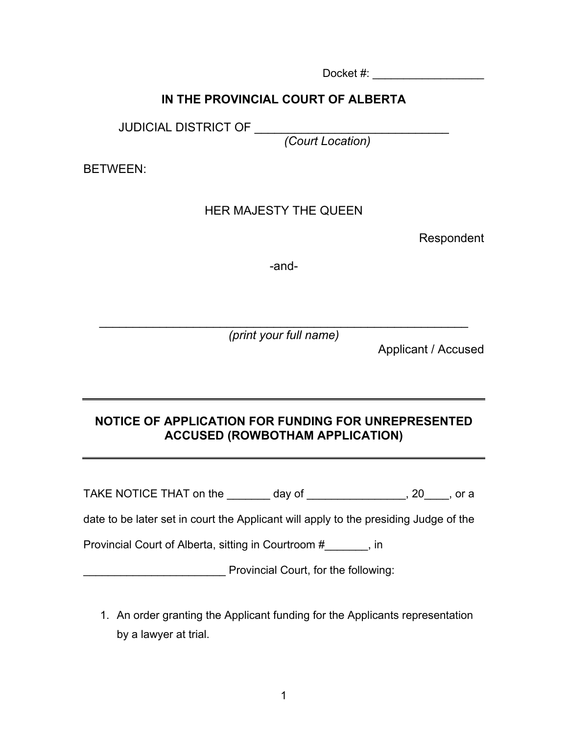Docket #: __________________

**IN THE PROVINCIAL COURT OF ALBERTA**

JUDICIAL DISTRICT OF ______________________________
*(Court Location)*

BETWEEN:

HER MAJESTY THE QUEEN

Respondent

-and-

________________________________________________________
*(print your full name)*

Applicant / Accused

---

**NOTICE OF APPLICATION FOR FUNDING FOR UNREPRESENTED ACCUSED (ROWBOTHAM APPLICATION)**

---

TAKE NOTICE THAT on the _______ day of ________________, 20____, or a date to be later set in court the Applicant will apply to the presiding Judge of the Provincial Court of Alberta, sitting in Courtroom #_______, in _______________________ Provincial Court, for the following:

1. An order granting the Applicant funding for the Applicants representation by a lawyer at trial.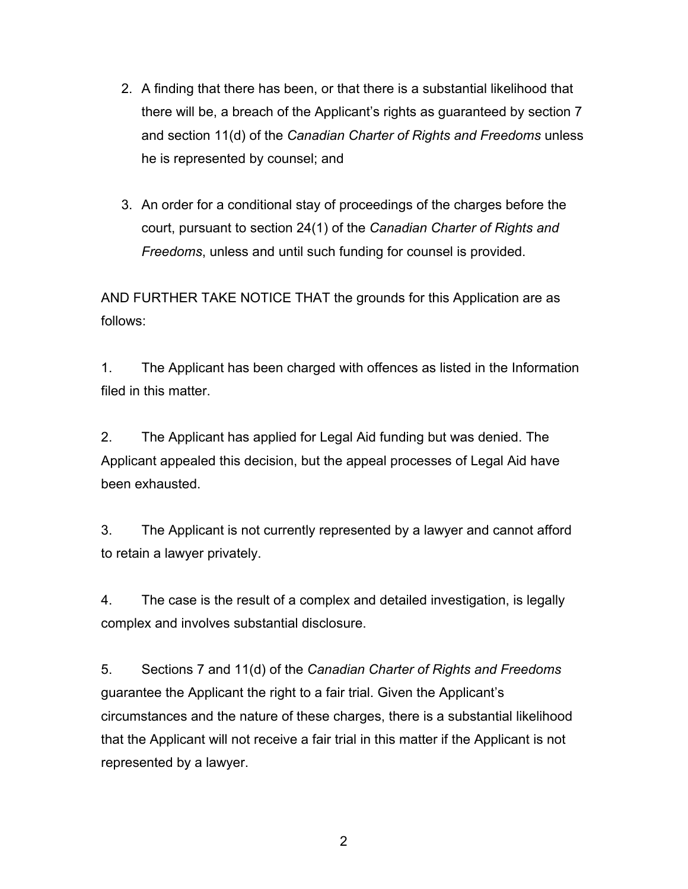2. A finding that there has been, or that there is a substantial likelihood that there will be, a breach of the Applicant's rights as guaranteed by section 7 and section 11(d) of the *Canadian Charter of Rights and Freedoms* unless he is represented by counsel; and

3. An order for a conditional stay of proceedings of the charges before the court, pursuant to section 24(1) of the *Canadian Charter of Rights and Freedoms*, unless and until such funding for counsel is provided.

AND FURTHER TAKE NOTICE THAT the grounds for this Application are as follows:

1. The Applicant has been charged with offences as listed in the Information filed in this matter.

2. The Applicant has applied for Legal Aid funding but was denied. The Applicant appealed this decision, but the appeal processes of Legal Aid have been exhausted.

3. The Applicant is not currently represented by a lawyer and cannot afford to retain a lawyer privately.

4. The case is the result of a complex and detailed investigation, is legally complex and involves substantial disclosure.

5. Sections 7 and 11(d) of the *Canadian Charter of Rights and Freedoms* guarantee the Applicant the right to a fair trial. Given the Applicant's circumstances and the nature of these charges, there is a substantial likelihood that the Applicant will not receive a fair trial in this matter if the Applicant is not represented by a lawyer.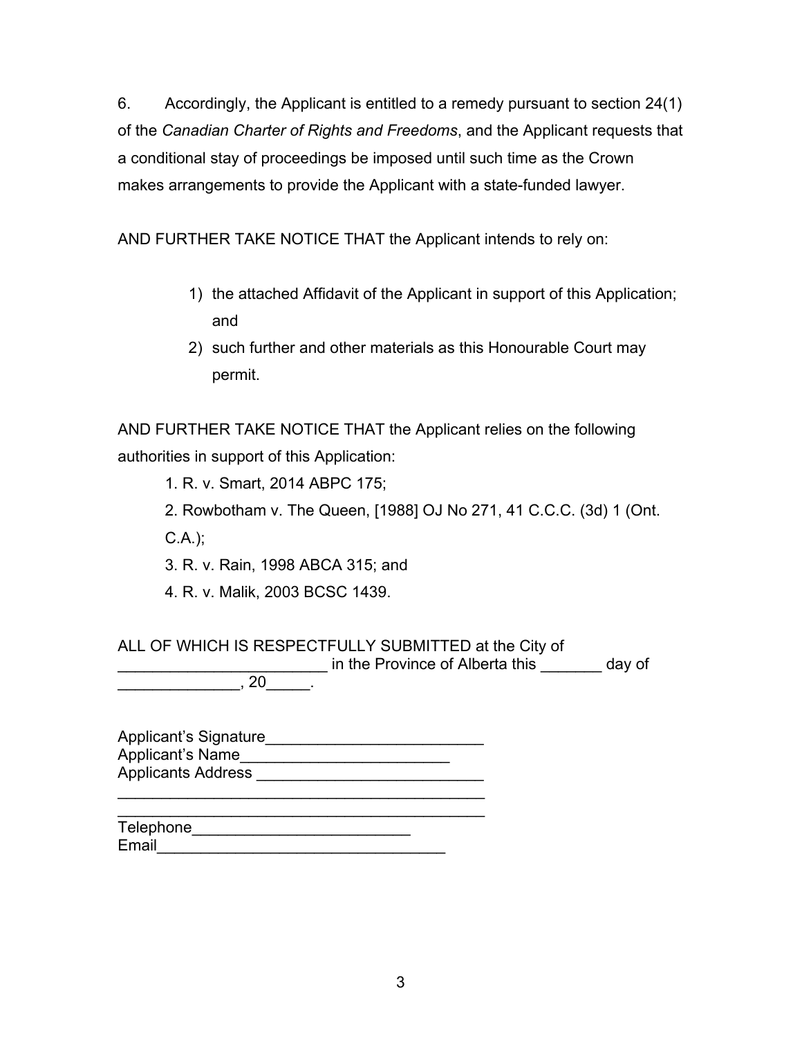6. Accordingly, the Applicant is entitled to a remedy pursuant to section 24(1) of the *Canadian Charter of Rights and Freedoms*, and the Applicant requests that a conditional stay of proceedings be imposed until such time as the Crown makes arrangements to provide the Applicant with a state-funded lawyer.

AND FURTHER TAKE NOTICE THAT the Applicant intends to rely on:

1) the attached Affidavit of the Applicant in support of this Application; and
2) such further and other materials as this Honourable Court may permit.

AND FURTHER TAKE NOTICE THAT the Applicant relies on the following authorities in support of this Application:

1. R. v. Smart, 2014 ABPC 175;
2. Rowbotham v. The Queen, [1988] OJ No 271, 41 C.C.C. (3d) 1 (Ont. C.A.);
3. R. v. Rain, 1998 ABCA 315; and
4. R. v. Malik, 2003 BCSC 1439.

ALL OF WHICH IS RESPECTFULLY SUBMITTED at the City of ________________________ in the Province of Alberta this _______ day of ______________, 20_____.

Applicant's Signature_________________________
Applicant's Name________________________
Applicants Address __________________________
____________________________________________
____________________________________________
Telephone_________________________
Email_________________________________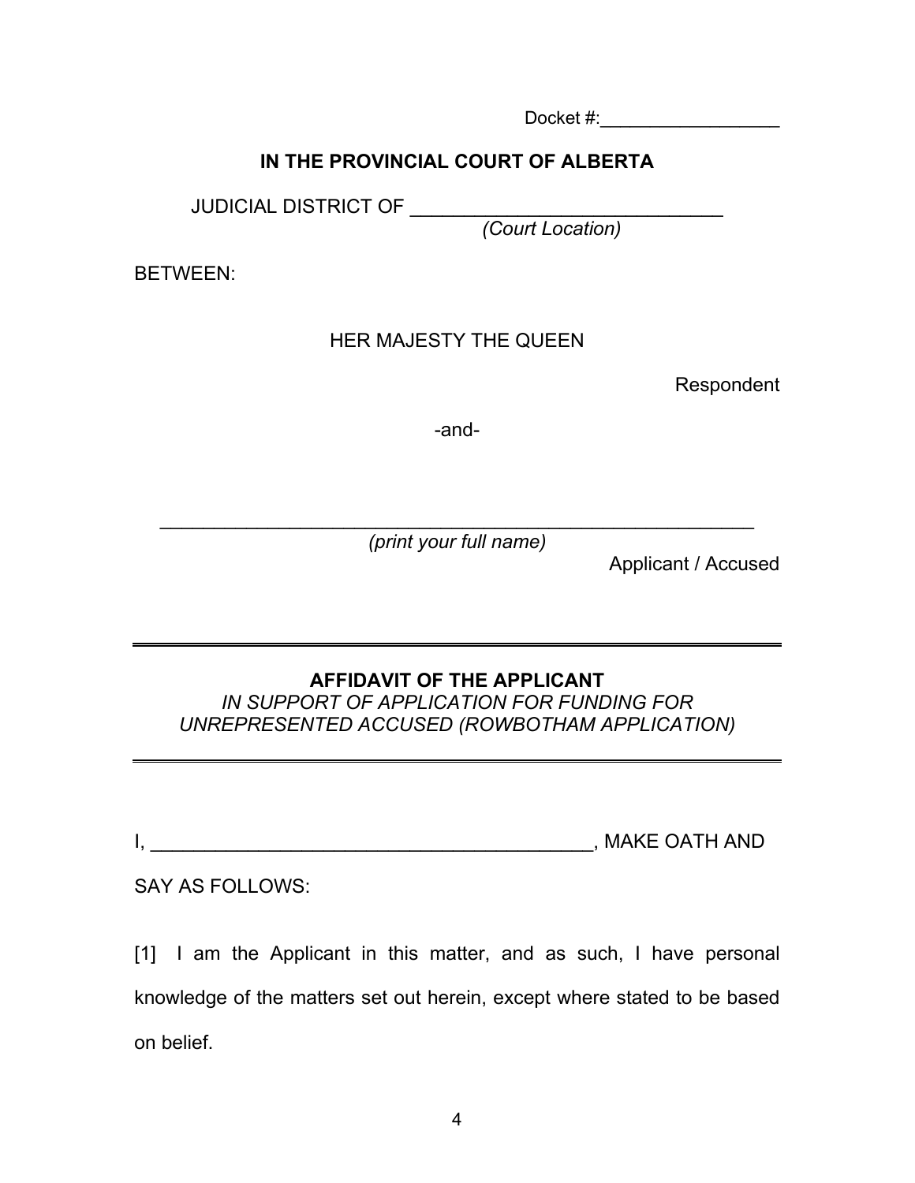Docket #:__________________

**IN THE PROVINCIAL COURT OF ALBERTA**

JUDICIAL DISTRICT OF ______________________________
*(Court Location)*

BETWEEN:

HER MAJESTY THE QUEEN

Respondent

-and-

__________________________________________________________
*(print your full name)*

Applicant / Accused

---

**AFFIDAVIT OF THE APPLICANT**
*IN SUPPORT OF APPLICATION FOR FUNDING FOR UNREPRESENTED ACCUSED (ROWBOTHAM APPLICATION)*

---

I, ___________________________________________, MAKE OATH AND SAY AS FOLLOWS:

[1] I am the Applicant in this matter, and as such, I have personal knowledge of the matters set out herein, except where stated to be based on belief.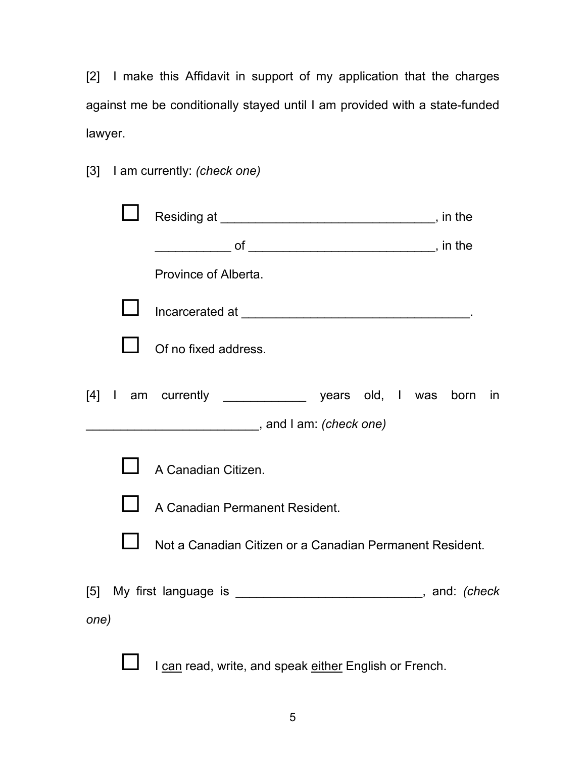[2] I make this Affidavit in support of my application that the charges against me be conditionally stayed until I am provided with a state-funded lawyer.

[3] I am currently: *(check one)*

- ☐ Residing at ______________________________, in the __________ of __________________________, in the Province of Alberta.
- ☐ Incarcerated at ________________________________.
- ☐ Of no fixed address.

[4] I am currently ___________ years old, I was born in ________________________, and I am: *(check one)*

- ☐ A Canadian Citizen.
- ☐ A Canadian Permanent Resident.
- ☐ Not a Canadian Citizen or a Canadian Permanent Resident.

[5] My first language is __________________________, and: *(check one)*

- ☐ I <u>can</u> read, write, and speak <u>either</u> English or French.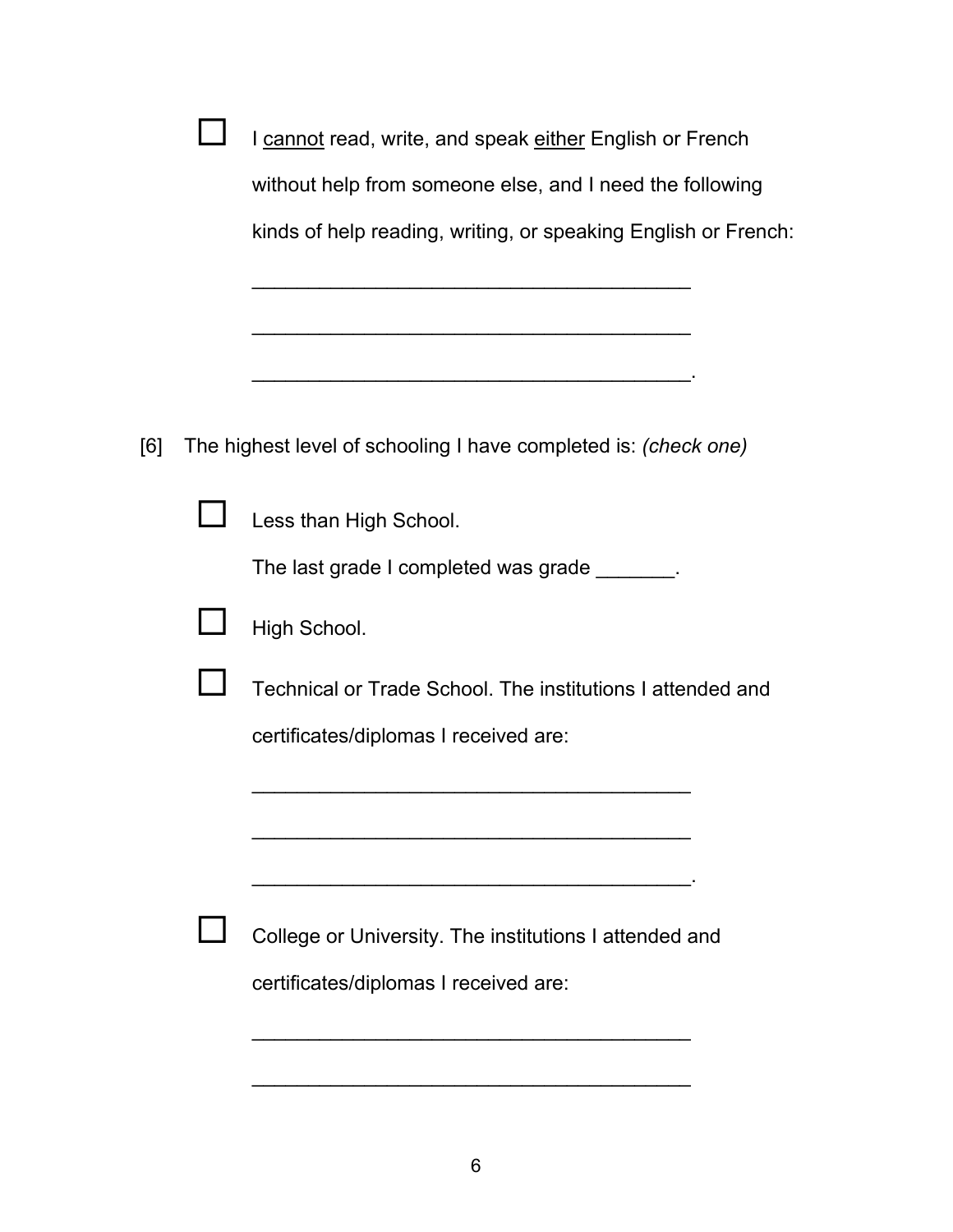☐ I <u>cannot</u> read, write, and speak <u>either</u> English or French without help from someone else, and I need the following kinds of help reading, writing, or speaking English or French:

_______________________________________

_______________________________________

_______________________________________.

[6] The highest level of schooling I have completed is: *(check one)*

☐ Less than High School.

The last grade I completed was grade _______.

☐ High School.

☐ Technical or Trade School. The institutions I attended and certificates/diplomas I received are:

_______________________________________

_______________________________________

_______________________________________.

☐ College or University. The institutions I attended and certificates/diplomas I received are:

_______________________________________

_______________________________________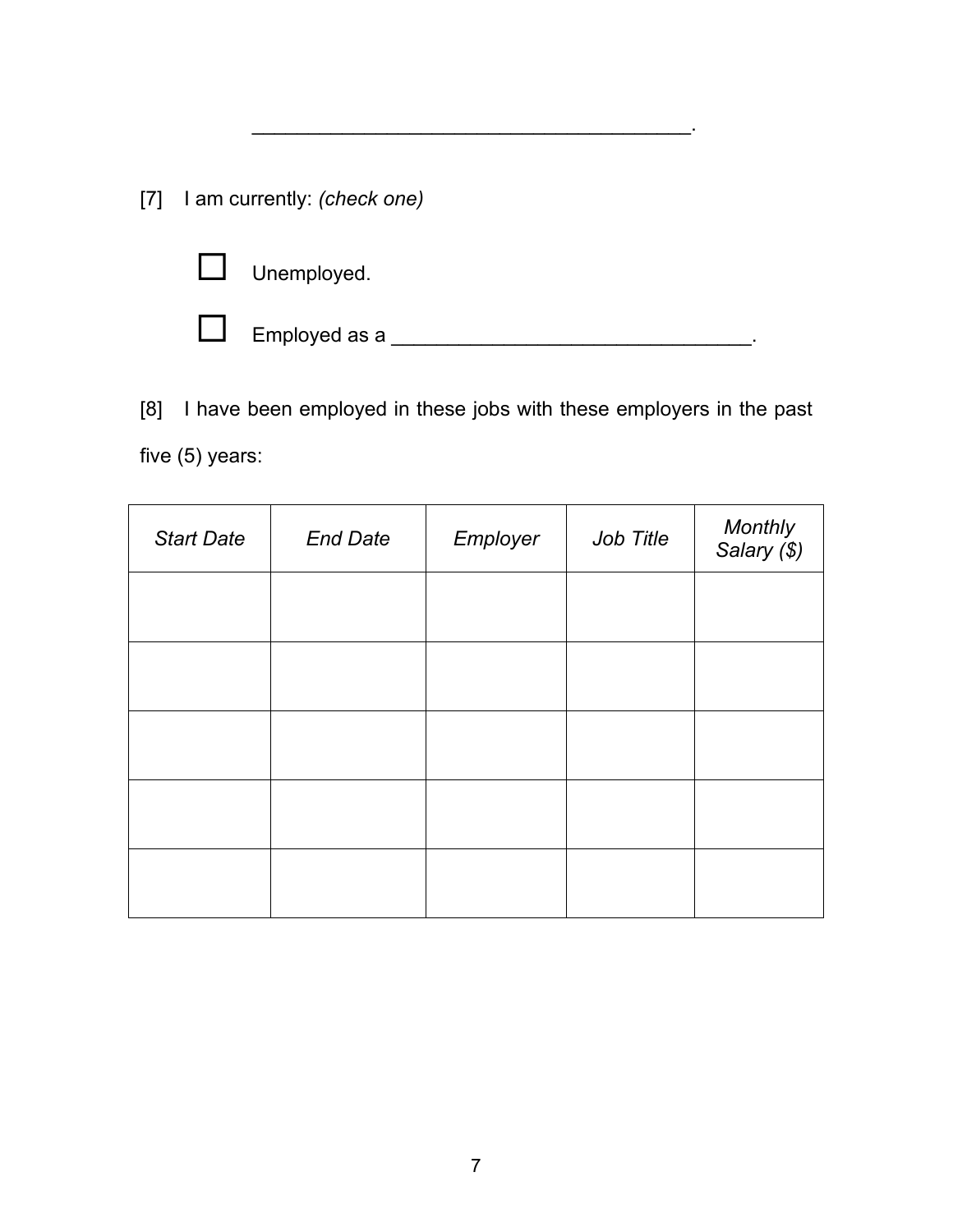______________________________________.

[7] I am currently: *(check one)*

☐ Unemployed.

☐ Employed as a ________________________________.

[8] I have been employed in these jobs with these employers in the past five (5) years:

| *Start Date* | *End Date* | *Employer* | *Job Title* | *Monthly Salary ($)* |
|---|---|---|---|---|
| | | | | |
| | | | | |
| | | | | |
| | | | | |
| | | | | |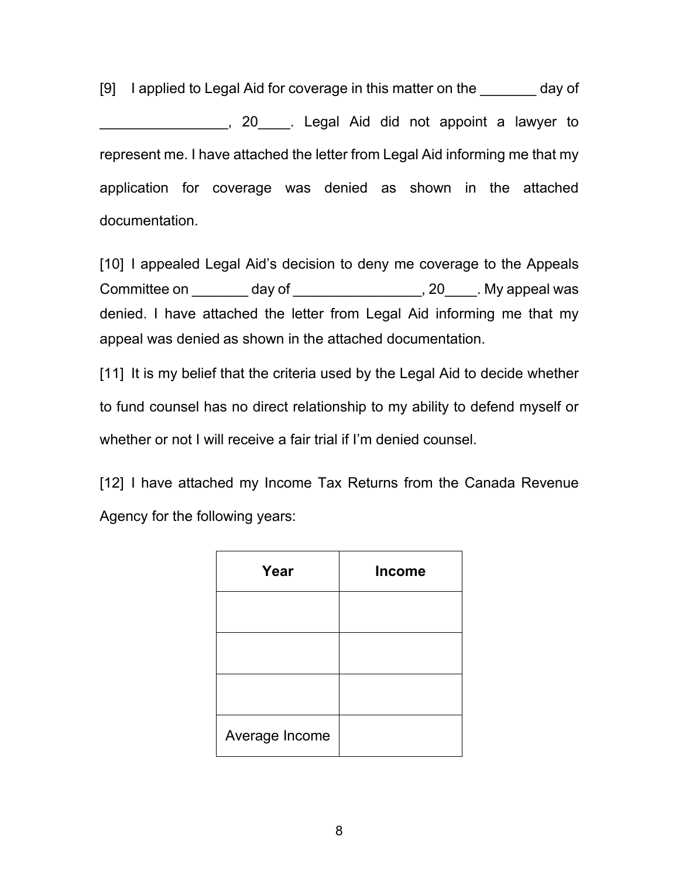[9] I applied to Legal Aid for coverage in this matter on the _______ day of ________________, 20____. Legal Aid did not appoint a lawyer to represent me. I have attached the letter from Legal Aid informing me that my application for coverage was denied as shown in the attached documentation.

[10] I appealed Legal Aid's decision to deny me coverage to the Appeals Committee on _______ day of ________________, 20____. My appeal was denied. I have attached the letter from Legal Aid informing me that my appeal was denied as shown in the attached documentation.

[11] It is my belief that the criteria used by the Legal Aid to decide whether to fund counsel has no direct relationship to my ability to defend myself or whether or not I will receive a fair trial if I'm denied counsel.

[12] I have attached my Income Tax Returns from the Canada Revenue Agency for the following years:

| **Year** | **Income** |
|---|---|
| | |
| | |
| | |
| Average Income | |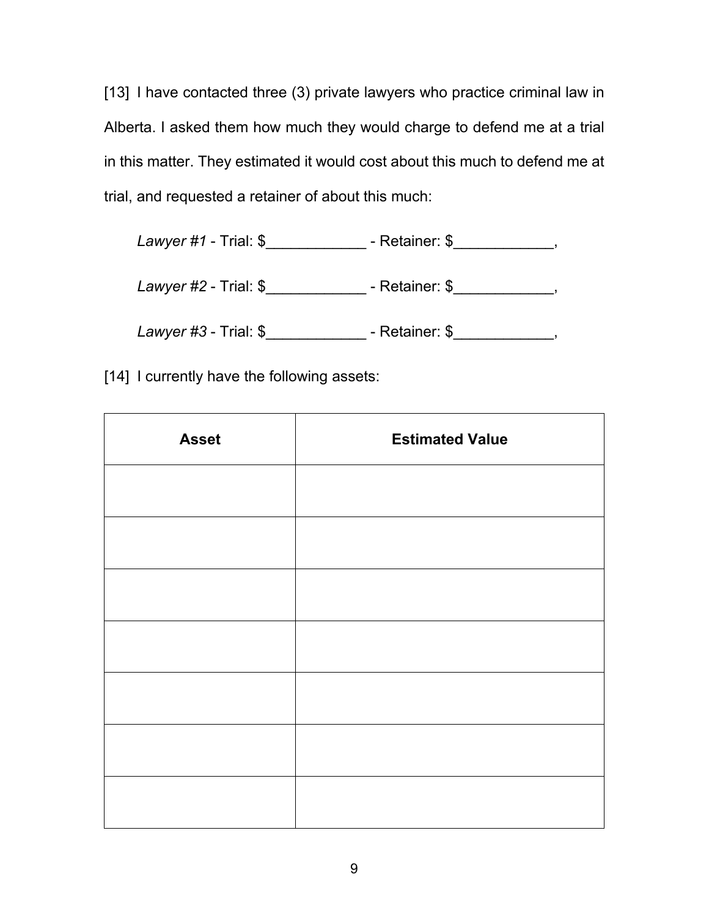[13] I have contacted three (3) private lawyers who practice criminal law in Alberta. I asked them how much they would charge to defend me at a trial in this matter. They estimated it would cost about this much to defend me at trial, and requested a retainer of about this much:

*Lawyer #1* - Trial: $____________ - Retainer: $____________,

*Lawyer #2* - Trial: $____________ - Retainer: $____________,

*Lawyer #3* - Trial: $____________ - Retainer: $____________,

[14] I currently have the following assets:

| Asset | Estimated Value |
|---|---|
| | |
| | |
| | |
| | |
| | |
| | |
| | |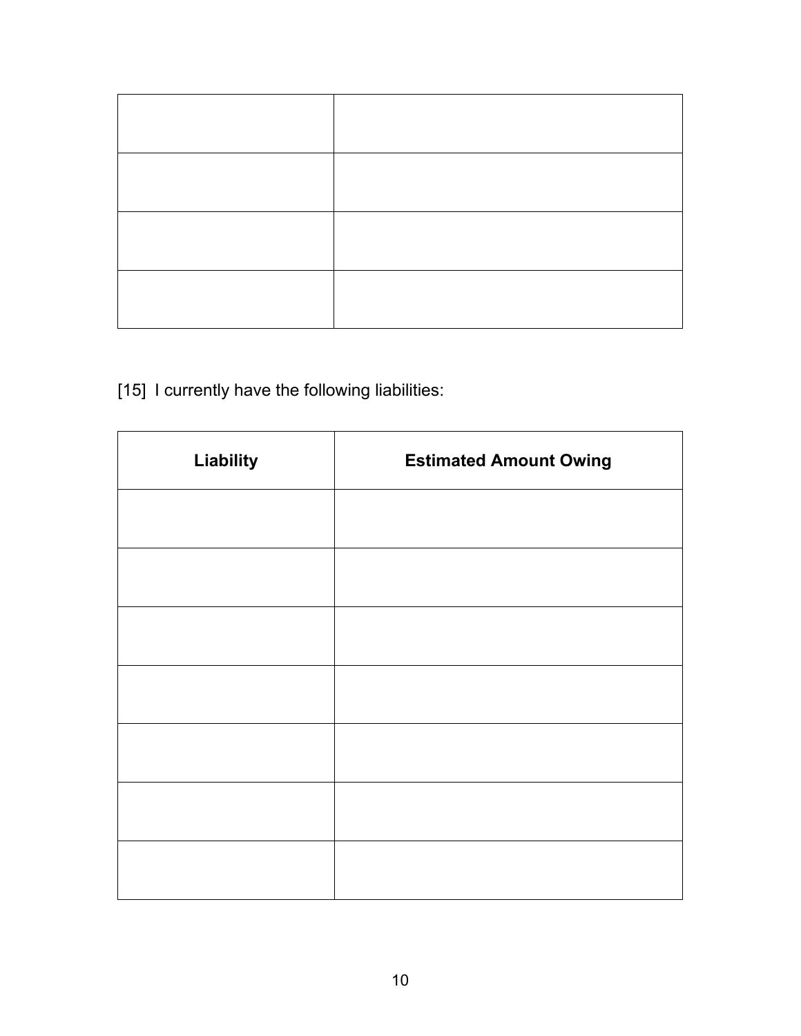| | |
|---|---|
| | |
| | |
| | |
| | |

[15] I currently have the following liabilities:

| Liability | Estimated Amount Owing |
|---|---|
| | |
| | |
| | |
| | |
| | |
| | |
| | |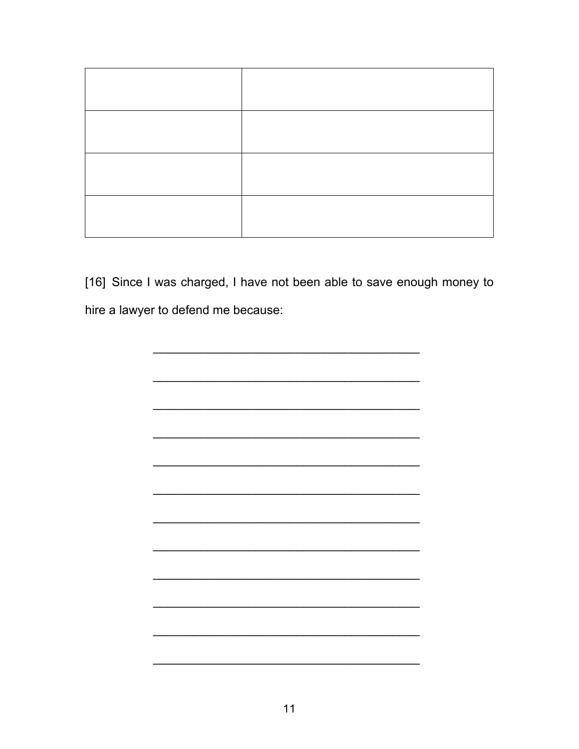| | |
|---|---|
| | |
| | |
| | |
| | |

[16] Since I was charged, I have not been able to save enough money to hire a lawyer to defend me because:

\_\_\_\_\_\_\_\_\_\_\_\_\_\_\_\_\_\_\_\_\_\_\_\_\_\_\_\_\_\_\_\_\_\_\_\_\_\_\_\_

\_\_\_\_\_\_\_\_\_\_\_\_\_\_\_\_\_\_\_\_\_\_\_\_\_\_\_\_\_\_\_\_\_\_\_\_\_\_\_\_

\_\_\_\_\_\_\_\_\_\_\_\_\_\_\_\_\_\_\_\_\_\_\_\_\_\_\_\_\_\_\_\_\_\_\_\_\_\_\_\_

\_\_\_\_\_\_\_\_\_\_\_\_\_\_\_\_\_\_\_\_\_\_\_\_\_\_\_\_\_\_\_\_\_\_\_\_\_\_\_\_

\_\_\_\_\_\_\_\_\_\_\_\_\_\_\_\_\_\_\_\_\_\_\_\_\_\_\_\_\_\_\_\_\_\_\_\_\_\_\_\_

\_\_\_\_\_\_\_\_\_\_\_\_\_\_\_\_\_\_\_\_\_\_\_\_\_\_\_\_\_\_\_\_\_\_\_\_\_\_\_\_

\_\_\_\_\_\_\_\_\_\_\_\_\_\_\_\_\_\_\_\_\_\_\_\_\_\_\_\_\_\_\_\_\_\_\_\_\_\_\_\_

\_\_\_\_\_\_\_\_\_\_\_\_\_\_\_\_\_\_\_\_\_\_\_\_\_\_\_\_\_\_\_\_\_\_\_\_\_\_\_\_

\_\_\_\_\_\_\_\_\_\_\_\_\_\_\_\_\_\_\_\_\_\_\_\_\_\_\_\_\_\_\_\_\_\_\_\_\_\_\_\_

\_\_\_\_\_\_\_\_\_\_\_\_\_\_\_\_\_\_\_\_\_\_\_\_\_\_\_\_\_\_\_\_\_\_\_\_\_\_\_\_

\_\_\_\_\_\_\_\_\_\_\_\_\_\_\_\_\_\_\_\_\_\_\_\_\_\_\_\_\_\_\_\_\_\_\_\_\_\_\_\_

\_\_\_\_\_\_\_\_\_\_\_\_\_\_\_\_\_\_\_\_\_\_\_\_\_\_\_\_\_\_\_\_\_\_\_\_\_\_\_\_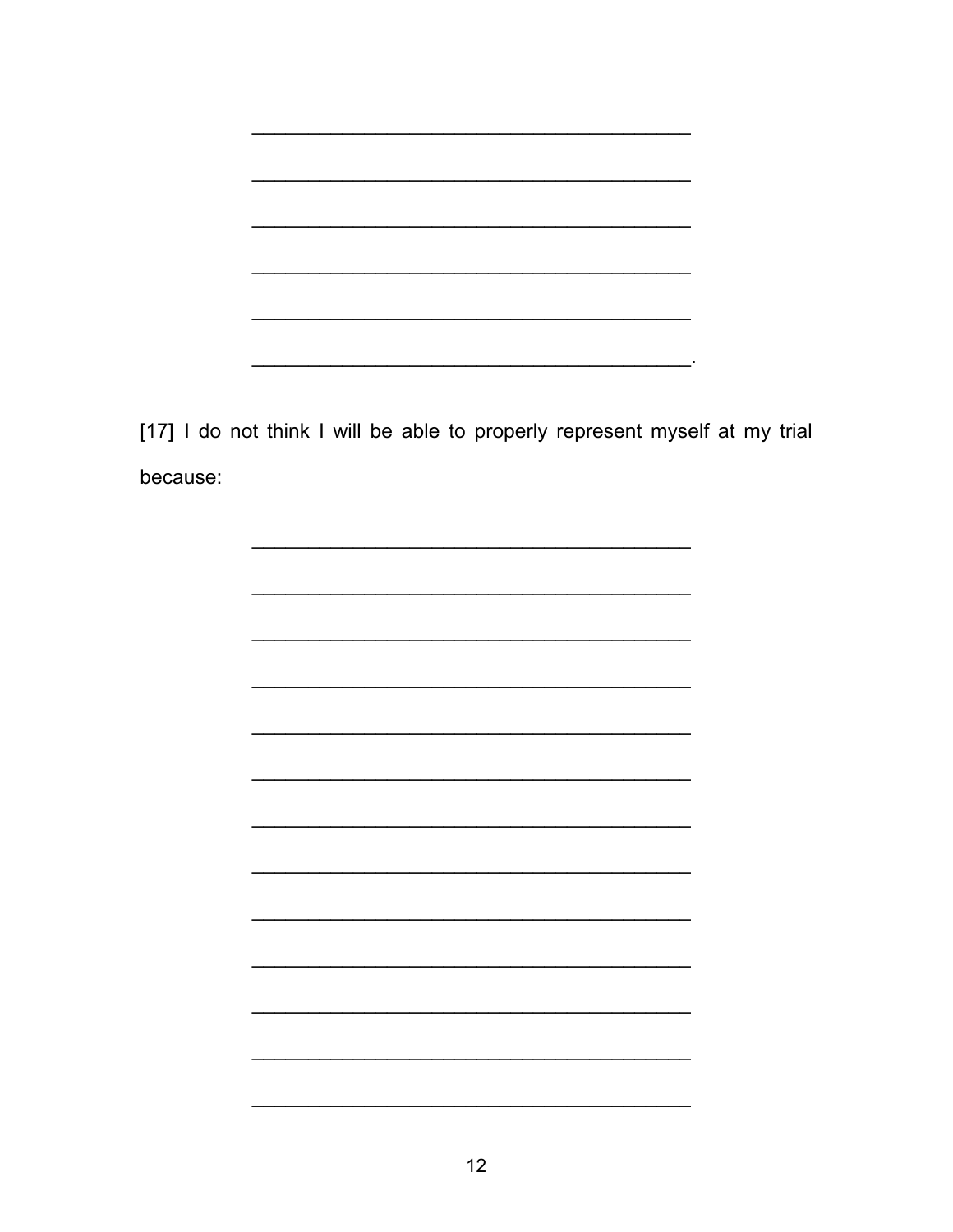\_\_\_\_\_\_\_\_\_\_\_\_\_\_\_\_\_\_\_\_\_\_\_\_\_\_\_\_\_\_\_\_\_\_\_\_\_\_\_\_

\_\_\_\_\_\_\_\_\_\_\_\_\_\_\_\_\_\_\_\_\_\_\_\_\_\_\_\_\_\_\_\_\_\_\_\_\_\_\_\_

\_\_\_\_\_\_\_\_\_\_\_\_\_\_\_\_\_\_\_\_\_\_\_\_\_\_\_\_\_\_\_\_\_\_\_\_\_\_\_\_

\_\_\_\_\_\_\_\_\_\_\_\_\_\_\_\_\_\_\_\_\_\_\_\_\_\_\_\_\_\_\_\_\_\_\_\_\_\_\_\_

\_\_\_\_\_\_\_\_\_\_\_\_\_\_\_\_\_\_\_\_\_\_\_\_\_\_\_\_\_\_\_\_\_\_\_\_\_\_\_\_

\_\_\_\_\_\_\_\_\_\_\_\_\_\_\_\_\_\_\_\_\_\_\_\_\_\_\_\_\_\_\_\_\_\_\_\_\_\_\_\_.

[17] I do not think I will be able to properly represent myself at my trial because:

\_\_\_\_\_\_\_\_\_\_\_\_\_\_\_\_\_\_\_\_\_\_\_\_\_\_\_\_\_\_\_\_\_\_\_\_\_\_\_\_

\_\_\_\_\_\_\_\_\_\_\_\_\_\_\_\_\_\_\_\_\_\_\_\_\_\_\_\_\_\_\_\_\_\_\_\_\_\_\_\_

\_\_\_\_\_\_\_\_\_\_\_\_\_\_\_\_\_\_\_\_\_\_\_\_\_\_\_\_\_\_\_\_\_\_\_\_\_\_\_\_

\_\_\_\_\_\_\_\_\_\_\_\_\_\_\_\_\_\_\_\_\_\_\_\_\_\_\_\_\_\_\_\_\_\_\_\_\_\_\_\_

\_\_\_\_\_\_\_\_\_\_\_\_\_\_\_\_\_\_\_\_\_\_\_\_\_\_\_\_\_\_\_\_\_\_\_\_\_\_\_\_

\_\_\_\_\_\_\_\_\_\_\_\_\_\_\_\_\_\_\_\_\_\_\_\_\_\_\_\_\_\_\_\_\_\_\_\_\_\_\_\_

\_\_\_\_\_\_\_\_\_\_\_\_\_\_\_\_\_\_\_\_\_\_\_\_\_\_\_\_\_\_\_\_\_\_\_\_\_\_\_\_

\_\_\_\_\_\_\_\_\_\_\_\_\_\_\_\_\_\_\_\_\_\_\_\_\_\_\_\_\_\_\_\_\_\_\_\_\_\_\_\_

\_\_\_\_\_\_\_\_\_\_\_\_\_\_\_\_\_\_\_\_\_\_\_\_\_\_\_\_\_\_\_\_\_\_\_\_\_\_\_\_

\_\_\_\_\_\_\_\_\_\_\_\_\_\_\_\_\_\_\_\_\_\_\_\_\_\_\_\_\_\_\_\_\_\_\_\_\_\_\_\_

\_\_\_\_\_\_\_\_\_\_\_\_\_\_\_\_\_\_\_\_\_\_\_\_\_\_\_\_\_\_\_\_\_\_\_\_\_\_\_\_

\_\_\_\_\_\_\_\_\_\_\_\_\_\_\_\_\_\_\_\_\_\_\_\_\_\_\_\_\_\_\_\_\_\_\_\_\_\_\_\_

\_\_\_\_\_\_\_\_\_\_\_\_\_\_\_\_\_\_\_\_\_\_\_\_\_\_\_\_\_\_\_\_\_\_\_\_\_\_\_\_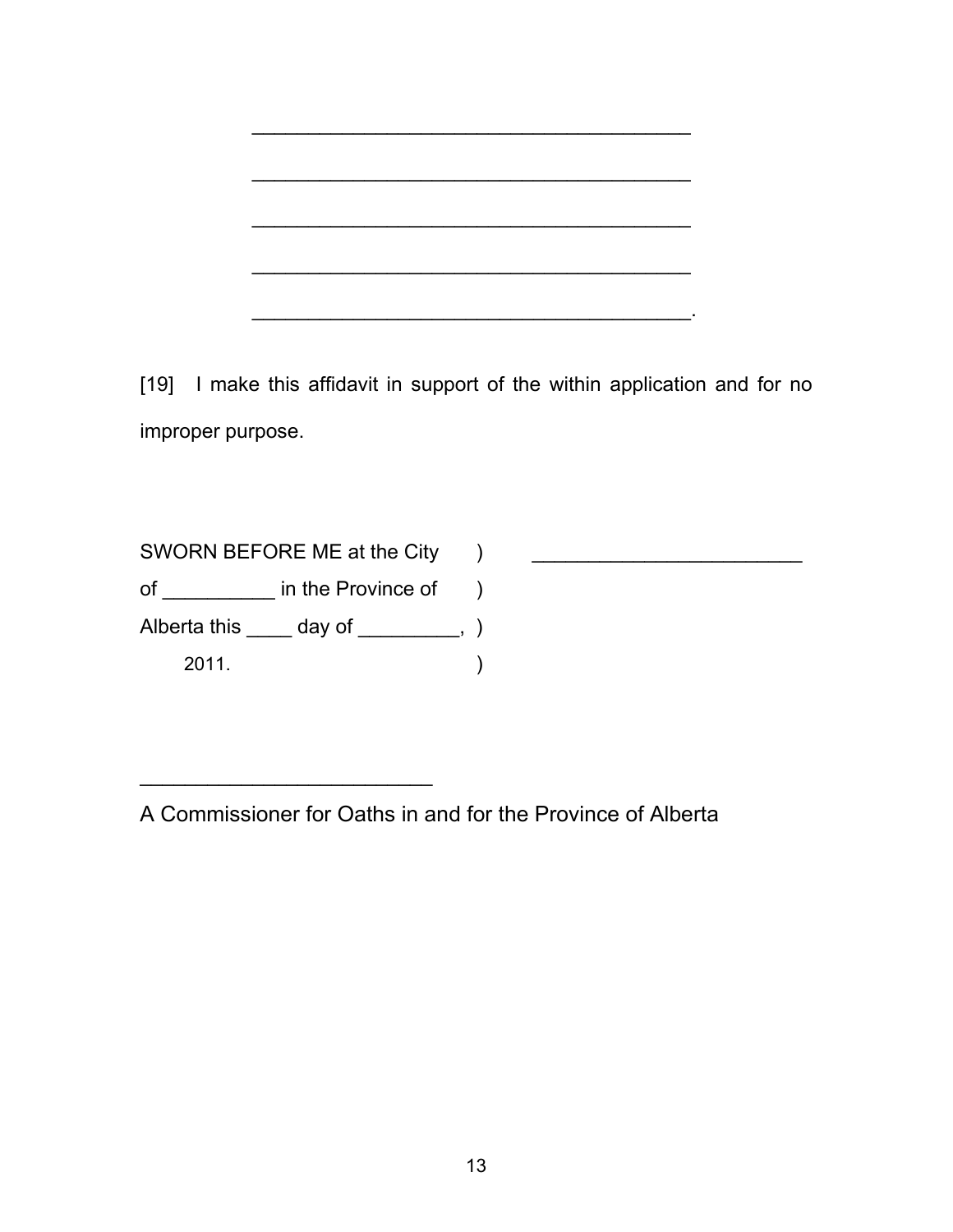_______________________________________

_______________________________________

_______________________________________

_______________________________________

_______________________________________.

[19] I make this affidavit in support of the within application and for no improper purpose.

| | | |
|---|---|---|
| SWORN BEFORE ME at the City | ) | ________________________ |
| of __________ in the Province of | ) | |
| Alberta this ____ day of _________, | ) | |
| 2011. | ) | |

_________________________

A Commissioner for Oaths in and for the Province of Alberta